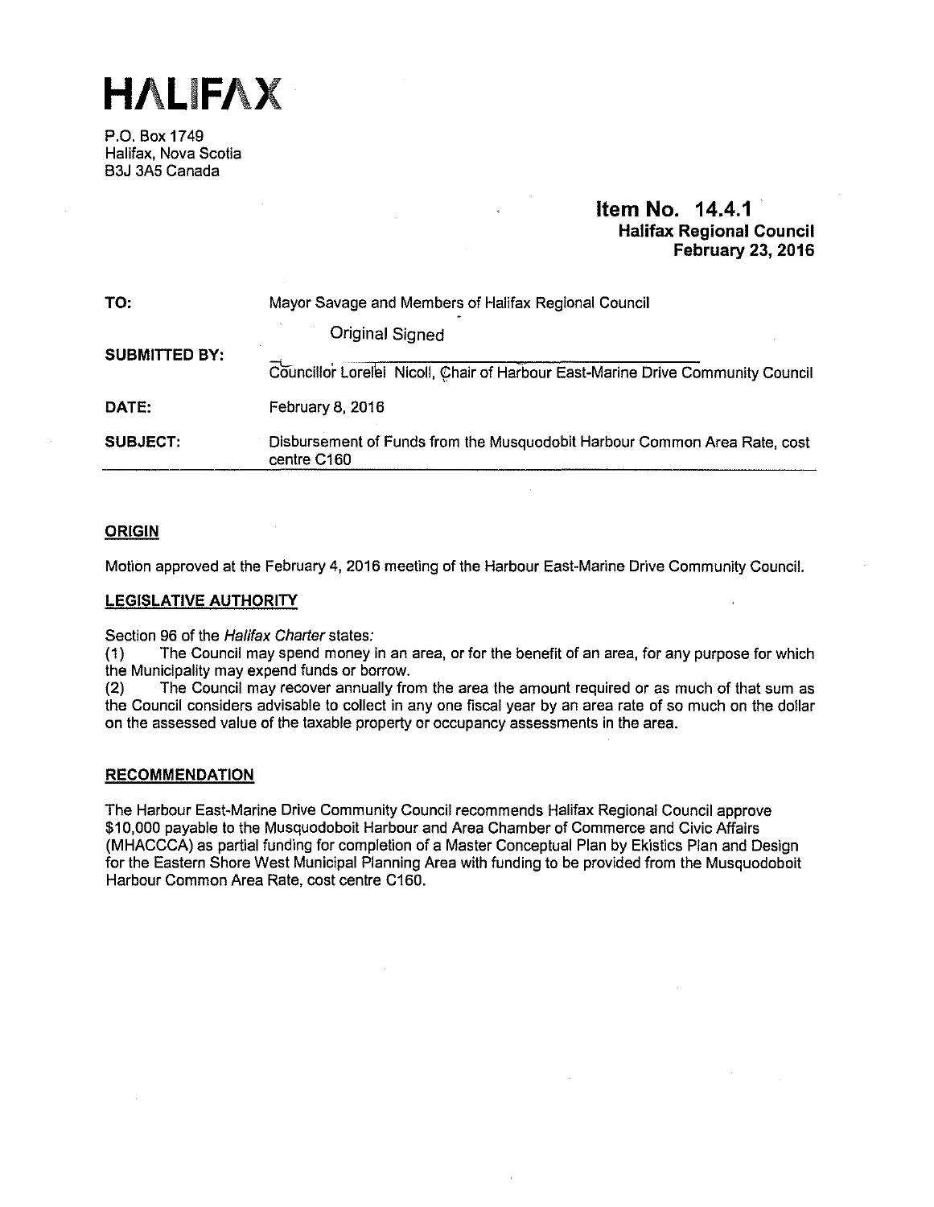# HALIFAX

P.O. Box 1749
Halifax, Nova Scotia
B3J 3A5 Canada

**Item No. 14.4.1**
**Halifax Regional Council**
**February 23, 2016**

| | |
|---|---|
| **TO:** | Mayor Savage and Members of Halifax Regional Council |
| **SUBMITTED BY:** | Original Signed<br>Councillor Lorelei Nicoll, Chair of Harbour East-Marine Drive Community Council |
| **DATE:** | February 8, 2016 |
| **SUBJECT:** | Disbursement of Funds from the Musquodobit Harbour Common Area Rate, cost centre C160 |

## ORIGIN

Motion approved at the February 4, 2016 meeting of the Harbour East-Marine Drive Community Council.

## LEGISLATIVE AUTHORITY

Section 96 of the *Halifax Charter* states:

(1) The Council may spend money in an area, or for the benefit of an area, for any purpose for which the Municipality may expend funds or borrow.

(2) The Council may recover annually from the area the amount required or as much of that sum as the Council considers advisable to collect in any one fiscal year by an area rate of so much on the dollar on the assessed value of the taxable property or occupancy assessments in the area.

## RECOMMENDATION

The Harbour East-Marine Drive Community Council recommends Halifax Regional Council approve $10,000 payable to the Musquodoboit Harbour and Area Chamber of Commerce and Civic Affairs (MHACCCA) as partial funding for completion of a Master Conceptual Plan by Ekistics Plan and Design for the Eastern Shore West Municipal Planning Area with funding to be provided from the Musquodoboit Harbour Common Area Rate, cost centre C160.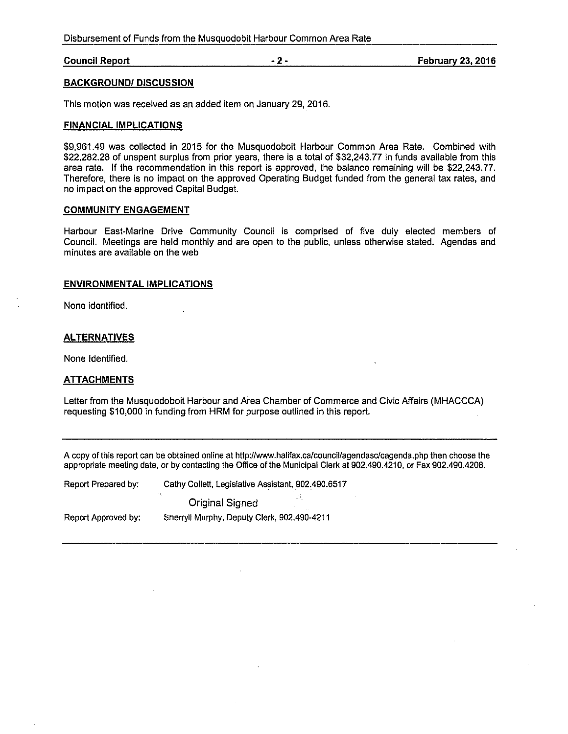## BACKGROUND/ DISCUSSION

This motion was received as an added item on January 29, 2016.

## FINANCIAL IMPLICATIONS

$9,961.49 was collected in 2015 for the Musquodoboit Harbour Common Area Rate. Combined with $22,282.28 of unspent surplus from prior years, there is a total of $32,243.77 in funds available from this area rate. If the recommendation in this report is approved, the balance remaining will be $22,243.77. Therefore, there is no impact on the approved Operating Budget funded from the general tax rates, and no impact on the approved Capital Budget.

## COMMUNITY ENGAGEMENT

Harbour East-Marine Drive Community Council is comprised of five duly elected members of Council. Meetings are held monthly and are open to the public, unless otherwise stated. Agendas and minutes are available on the web

## ENVIRONMENTAL IMPLICATIONS

None identified.

## ALTERNATIVES

None Identified.

## ATTACHMENTS

Letter from the Musquodoboit Harbour and Area Chamber of Commerce and Civic Affairs (MHACCCA) requesting $10,000 in funding from HRM for purpose outlined in this report.

---

A copy of this report can be obtained online at http://www.halifax.ca/council/agendasc/cagenda.php then choose the appropriate meeting date, or by contacting the Office of the Municipal Clerk at 902.490.4210, or Fax 902.490.4208.

Report Prepared by: Cathy Collett, Legislative Assistant, 902.490.6517

Original Signed

Report Approved by: Sherryll Murphy, Deputy Clerk, 902.490-4211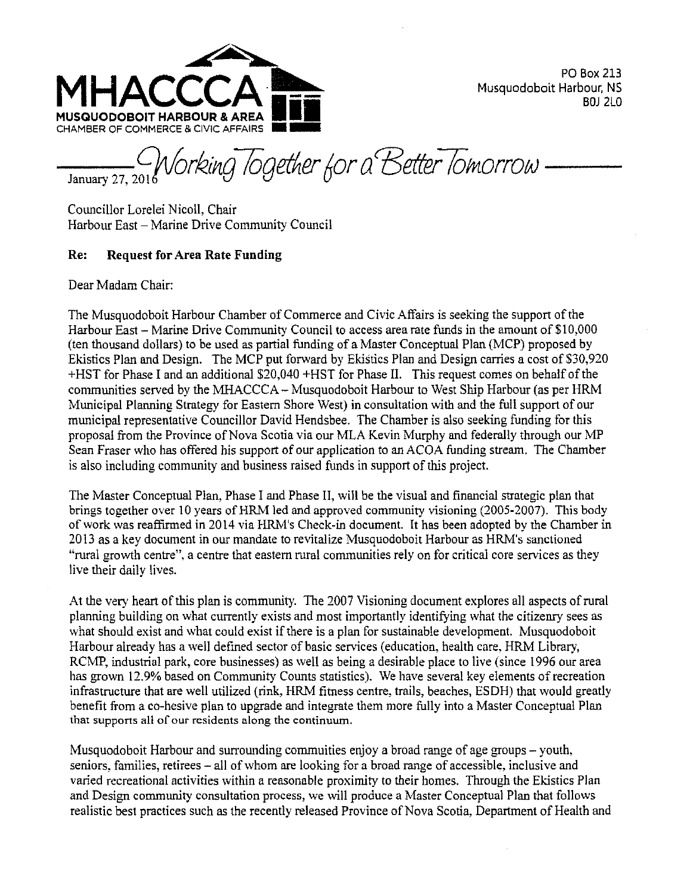**MHACCCA**
**MUSQUODOBOIT HARBOUR & AREA**
CHAMBER OF COMMERCE & CIVIC AFFAIRS

PO Box 213
Musquodoboit Harbour, NS
B0J 2L0

*Working Together for a Better Tomorrow*

January 27, 2016

Councillor Lorelei Nicoll, Chair
Harbour East – Marine Drive Community Council

**Re: Request for Area Rate Funding**

Dear Madam Chair:

The Musquodoboit Harbour Chamber of Commerce and Civic Affairs is seeking the support of the Harbour East – Marine Drive Community Council to access area rate funds in the amount of $10,000 (ten thousand dollars) to be used as partial funding of a Master Conceptual Plan (MCP) proposed by Ekistics Plan and Design. The MCP put forward by Ekistics Plan and Design carries a cost of $30,920 +HST for Phase I and an additional $20,040 +HST for Phase II. This request comes on behalf of the communities served by the MHACCCA – Musquodoboit Harbour to West Ship Harbour (as per HRM Municipal Planning Strategy for Eastern Shore West) in consultation with and the full support of our municipal representative Councillor David Hendsbee. The Chamber is also seeking funding for this proposal from the Province of Nova Scotia via our MLA Kevin Murphy and federally through our MP Sean Fraser who has offered his support of our application to an ACOA funding stream. The Chamber is also including community and business raised funds in support of this project.

The Master Conceptual Plan, Phase I and Phase II, will be the visual and financial strategic plan that brings together over 10 years of HRM led and approved community visioning (2005-2007). This body of work was reaffirmed in 2014 via HRM's Check-in document. It has been adopted by the Chamber in 2013 as a key document in our mandate to revitalize Musquodoboit Harbour as HRM's sanctioned "rural growth centre", a centre that eastern rural communities rely on for critical core services as they live their daily lives.

At the very heart of this plan is community. The 2007 Visioning document explores all aspects of rural planning building on what currently exists and most importantly identifying what the citizenry sees as what should exist and what could exist if there is a plan for sustainable development. Musquodoboit Harbour already has a well defined sector of basic services (education, health care, HRM Library, RCMP, industrial park, core businesses) as well as being a desirable place to live (since 1996 our area has grown 12.9% based on Community Counts statistics). We have several key elements of recreation infrastructure that are well utilized (rink, HRM fitness centre, trails, beaches, ESDH) that would greatly benefit from a co-hesive plan to upgrade and integrate them more fully into a Master Conceptual Plan that supports all of our residents along the continuum.

Musquodoboit Harbour and surrounding commuities enjoy a broad range of age groups – youth, seniors, families, retirees – all of whom are looking for a broad range of accessible, inclusive and varied recreational activities within a reasonable proximity to their homes. Through the Ekistics Plan and Design community consultation process, we will produce a Master Conceptual Plan that follows realistic best practices such as the recently released Province of Nova Scotia, Department of Health and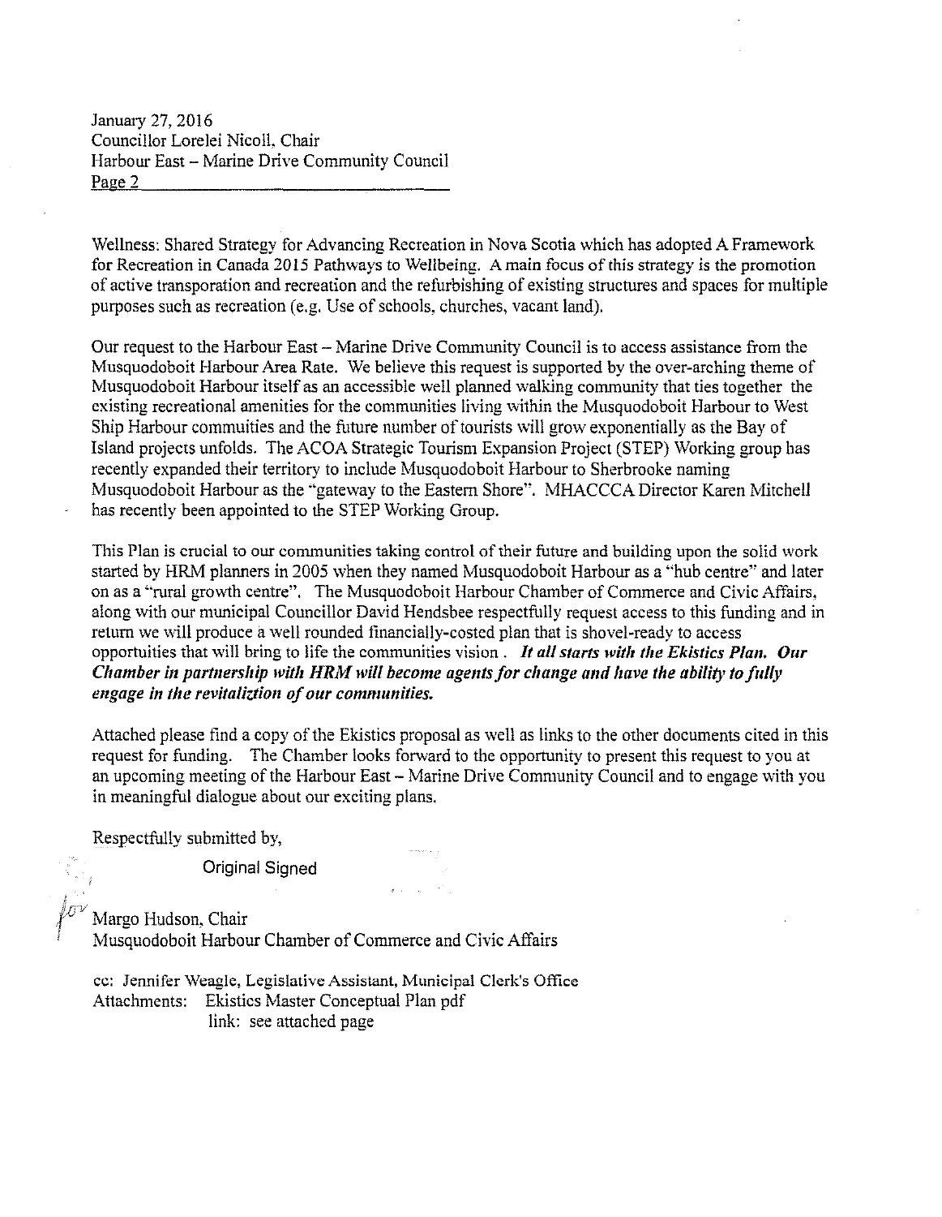Wellness: Shared Strategy for Advancing Recreation in Nova Scotia which has adopted A Framework for Recreation in Canada 2015 Pathways to Wellbeing. A main focus of this strategy is the promotion of active transporation and recreation and the refurbishing of existing structures and spaces for multiple purposes such as recreation (e.g. Use of schools, churches, vacant land).

Our request to the Harbour East – Marine Drive Community Council is to access assistance from the Musquodoboit Harbour Area Rate. We believe this request is supported by the over-arching theme of Musquodoboit Harbour itself as an accessible well planned walking community that ties together the existing recreational amenities for the communities living within the Musquodoboit Harbour to West Ship Harbour commuities and the future number of tourists will grow exponentially as the Bay of Island projects unfolds. The ACOA Strategic Tourism Expansion Project (STEP) Working group has recently expanded their territory to include Musquodoboit Harbour to Sherbrooke naming Musquodoboit Harbour as the "gateway to the Eastern Shore". MHACCCA Director Karen Mitchell has recently been appointed to the STEP Working Group.

This Plan is crucial to our communities taking control of their future and building upon the solid work started by HRM planners in 2005 when they named Musquodoboit Harbour as a "hub centre" and later on as a "rural growth centre". The Musquodoboit Harbour Chamber of Commerce and Civic Affairs, along with our municipal Councillor David Hendsbee respectfully request access to this funding and in return we will produce a well rounded financially-costed plan that is shovel-ready to access opportuities that will bring to life the communities vision . ***It all starts with the Ekistics Plan. Our Chamber in partnership with HRM will become agents for change and have the ability to fully engage in the revitaliztion of our communities.***

Attached please find a copy of the Ekistics proposal as well as links to the other documents cited in this request for funding. The Chamber looks forward to the opportunity to present this request to you at an upcoming meeting of the Harbour East – Marine Drive Community Council and to engage with you in meaningful dialogue about our exciting plans.

Respectfully submitted by,

Original Signed

for Margo Hudson, Chair
Musquodoboit Harbour Chamber of Commerce and Civic Affairs

cc: Jennifer Weagle, Legislative Assistant, Municipal Clerk's Office
Attachments: Ekistics Master Conceptual Plan pdf
link: see attached page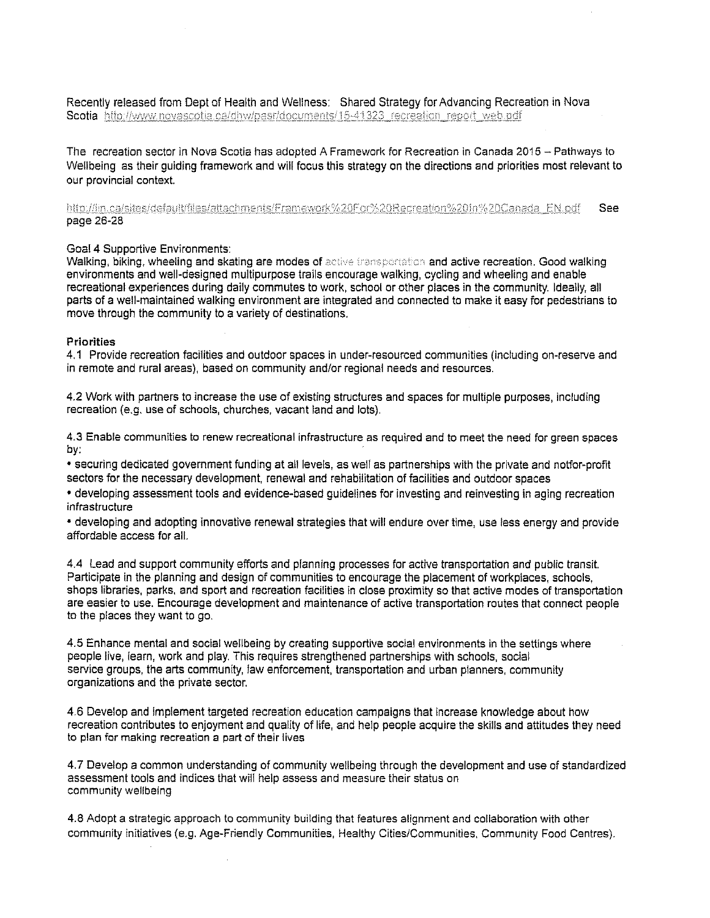Recently released from Dept of Health and Wellness: Shared Strategy for Advancing Recreation in Nova Scotia http://www.novascotia.ca/dhw/pasr/documents/15-41323_recreation_report_web.pdf

The recreation sector in Nova Scotia has adopted A Framework for Recreation in Canada 2015 – Pathways to Wellbeing as their guiding framework and will focus this strategy on the directions and priorities most relevant to our provincial context.

http://lin.ca/sites/default/files/attachments/Framework%20For%20Recreation%20in%20Canada_EN.pdf See page 26-28

Goal 4 Supportive Environments:
Walking, biking, wheeling and skating are modes of active transportation and active recreation. Good walking environments and well-designed multipurpose trails encourage walking, cycling and wheeling and enable recreational experiences during daily commutes to work, school or other places in the community. Ideally, all parts of a well-maintained walking environment are integrated and connected to make it easy for pedestrians to move through the community to a variety of destinations.

**Priorities**

4.1 Provide recreation facilities and outdoor spaces in under-resourced communities (including on-reserve and in remote and rural areas), based on community and/or regional needs and resources.

4.2 Work with partners to increase the use of existing structures and spaces for multiple purposes, including recreation (e.g. use of schools, churches, vacant land and lots).

4.3 Enable communities to renew recreational infrastructure as required and to meet the need for green spaces by:

• securing dedicated government funding at all levels, as well as partnerships with the private and notfor-profit sectors for the necessary development, renewal and rehabilitation of facilities and outdoor spaces

• developing assessment tools and evidence-based guidelines for investing and reinvesting in aging recreation infrastructure

• developing and adopting innovative renewal strategies that will endure over time, use less energy and provide affordable access for all.

4.4 Lead and support community efforts and planning processes for active transportation and public transit. Participate in the planning and design of communities to encourage the placement of workplaces, schools, shops libraries, parks, and sport and recreation facilities in close proximity so that active modes of transportation are easier to use. Encourage development and maintenance of active transportation routes that connect people to the places they want to go.

4.5 Enhance mental and social wellbeing by creating supportive social environments in the settings where people live, learn, work and play. This requires strengthened partnerships with schools, social service groups, the arts community, law enforcement, transportation and urban planners, community organizations and the private sector.

4.6 Develop and implement targeted recreation education campaigns that increase knowledge about how recreation contributes to enjoyment and quality of life, and help people acquire the skills and attitudes they need to plan for making recreation a part of their lives

4.7 Develop a common understanding of community wellbeing through the development and use of standardized assessment tools and indices that will help assess and measure their status on community wellbeing

4.8 Adopt a strategic approach to community building that features alignment and collaboration with other community initiatives (e.g. Age-Friendly Communities, Healthy Cities/Communities, Community Food Centres).